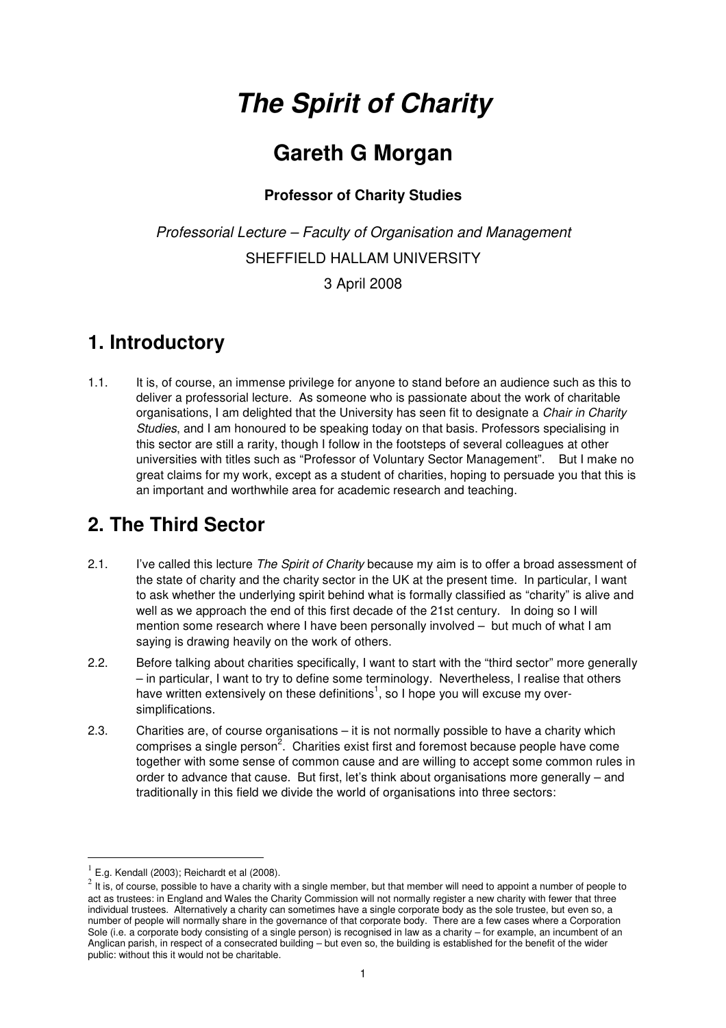# *The Spirit of Charity*

## Gareth G Morgan

**Professor of Charity Studies**

*Professorial Lecture – Faculty of Organisation and Management*

SHEFFIELD HALLAM UNIVERSITY

3 April 2008

## 1. Introductory

1.1. It is, of course, an immense privilege for anyone to stand before an audience such as this to deliver a professorial lecture. As someone who is passionate about the work of charitable organisations, I am delighted that the University has seen fit to designate a *Chair in Charity Studies*, and I am honoured to be speaking today on that basis. Professors specialising in this sector are still a rarity, though I follow in the footsteps of several colleagues at other universities with titles such as "Professor of Voluntary Sector Management". But I make no great claims for my work, except as a student of charities, hoping to persuade you that this is an important and worthwhile area for academic research and teaching.

## 2. The Third Sector

2.1. I've called this lecture *The Spirit of Charity* because my aim is to offer a broad assessment of the state of charity and the charity sector in the UK at the present time. In particular, I want to ask whether the underlying spirit behind what is formally classified as "charity" is alive and well as we approach the end of this first decade of the 21st century. In doing so I will mention some research where I have been personally involved – but much of what I am saying is drawing heavily on the work of others.

2.2. Before talking about charities specifically, I want to start with the "third sector" more generally – in particular, I want to try to define some terminology. Nevertheless, I realise that others have written extensively on these definitions[1], so I hope you will excuse my over-simplifications.

2.3. Charities are, of course organisations – it is not normally possible to have a charity which comprises a single person[2]. Charities exist first and foremost because people have come together with some sense of common cause and are willing to accept some common rules in order to advance that cause. But first, let's think about organisations more generally – and traditionally in this field we divide the world of organisations into three sectors:

---

[1] E.g. Kendall (2003); Reichardt et al (2008).

[2] It is, of course, possible to have a charity with a single member, but that member will need to appoint a number of people to act as trustees: in England and Wales the Charity Commission will not normally register a new charity with fewer that three individual trustees. Alternatively a charity can sometimes have a single corporate body as the sole trustee, but even so, a number of people will normally share in the governance of that corporate body. There are a few cases where a Corporation Sole (i.e. a corporate body consisting of a single person) is recognised in law as a charity – for example, an incumbent of an Anglican parish, in respect of a consecrated building – but even so, the building is established for the benefit of the wider public: without this it would not be charitable.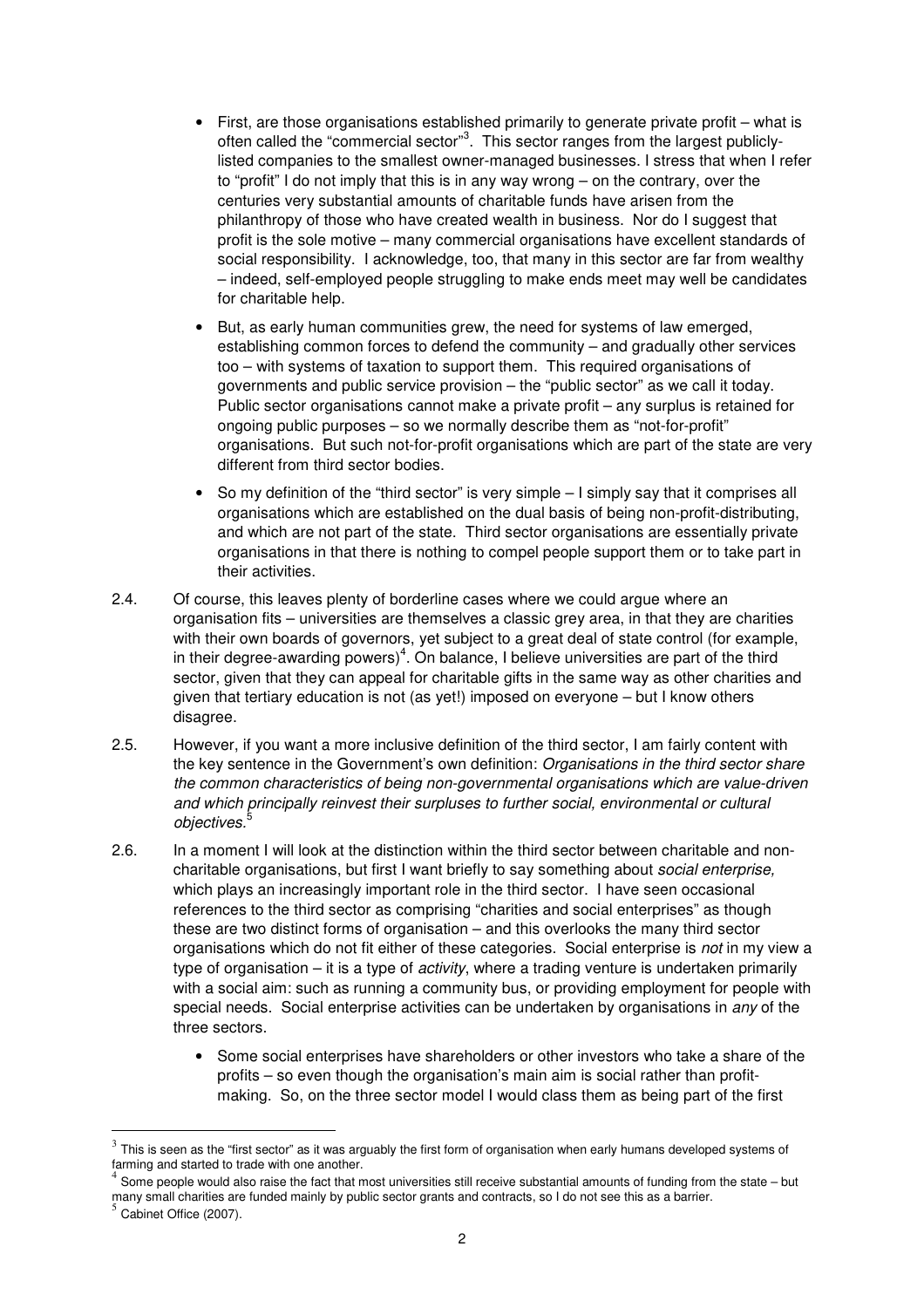- First, are those organisations established primarily to generate private profit – what is often called the "commercial sector"[3]. This sector ranges from the largest publicly-listed companies to the smallest owner-managed businesses. I stress that when I refer to "profit" I do not imply that this is in any way wrong – on the contrary, over the centuries very substantial amounts of charitable funds have arisen from the philanthropy of those who have created wealth in business. Nor do I suggest that profit is the sole motive – many commercial organisations have excellent standards of social responsibility. I acknowledge, too, that many in this sector are far from wealthy – indeed, self-employed people struggling to make ends meet may well be candidates for charitable help.
- But, as early human communities grew, the need for systems of law emerged, establishing common forces to defend the community – and gradually other services too – with systems of taxation to support them. This required organisations of governments and public service provision – the "public sector" as we call it today. Public sector organisations cannot make a private profit – any surplus is retained for ongoing public purposes – so we normally describe them as "not-for-profit" organisations. But such not-for-profit organisations which are part of the state are very different from third sector bodies.
- So my definition of the "third sector" is very simple – I simply say that it comprises all organisations which are established on the dual basis of being non-profit-distributing, and which are not part of the state. Third sector organisations are essentially private organisations in that there is nothing to compel people support them or to take part in their activities.

2.4. Of course, this leaves plenty of borderline cases where we could argue where an organisation fits – universities are themselves a classic grey area, in that they are charities with their own boards of governors, yet subject to a great deal of state control (for example, in their degree-awarding powers)[4]. On balance, I believe universities are part of the third sector, given that they can appeal for charitable gifts in the same way as other charities and given that tertiary education is not (as yet!) imposed on everyone – but I know others disagree.

2.5. However, if you want a more inclusive definition of the third sector, I am fairly content with the key sentence in the Government's own definition: *Organisations in the third sector share the common characteristics of being non-governmental organisations which are value-driven and which principally reinvest their surpluses to further social, environmental or cultural objectives.*[5]

2.6. In a moment I will look at the distinction within the third sector between charitable and non-charitable organisations, but first I want briefly to say something about *social enterprise,* which plays an increasingly important role in the third sector. I have seen occasional references to the third sector as comprising "charities and social enterprises" as though these are two distinct forms of organisation – and this overlooks the many third sector organisations which do not fit either of these categories. Social enterprise is *not* in my view a type of organisation – it is a type of *activity*, where a trading venture is undertaken primarily with a social aim: such as running a community bus, or providing employment for people with special needs. Social enterprise activities can be undertaken by organisations in *any* of the three sectors.

- Some social enterprises have shareholders or other investors who take a share of the profits – so even though the organisation's main aim is social rather than profit-making. So, on the three sector model I would class them as being part of the first

---

[3] This is seen as the "first sector" as it was arguably the first form of organisation when early humans developed systems of farming and started to trade with one another.

[4] Some people would also raise the fact that most universities still receive substantial amounts of funding from the state – but many small charities are funded mainly by public sector grants and contracts, so I do not see this as a barrier.

[5] Cabinet Office (2007).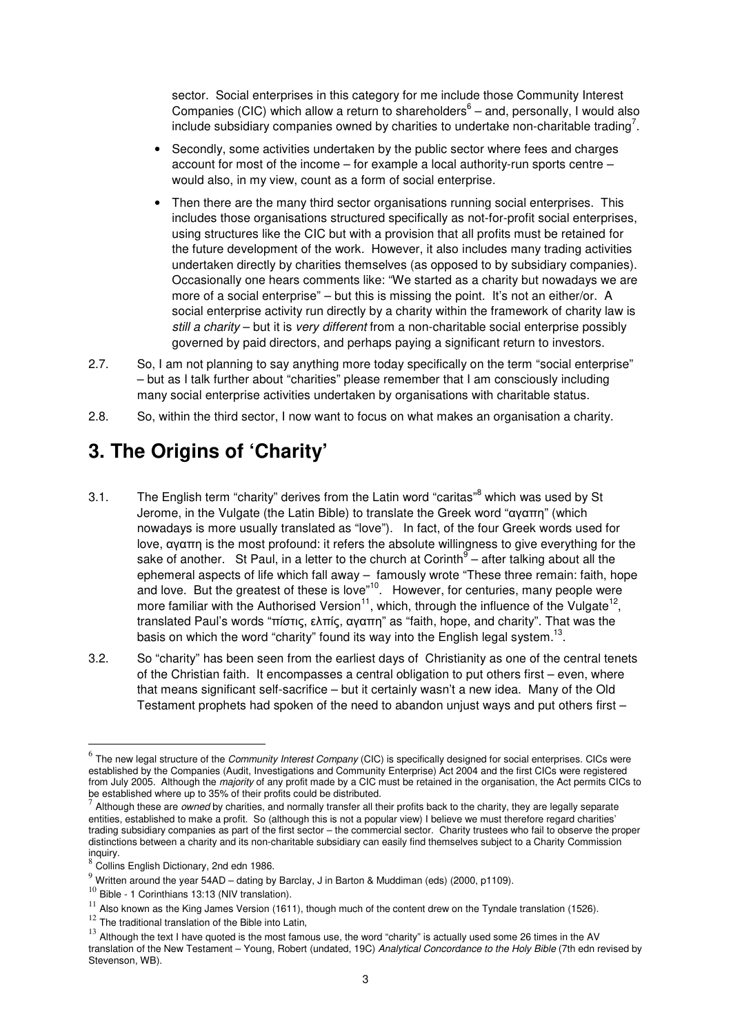sector. Social enterprises in this category for me include those Community Interest Companies (CIC) which allow a return to shareholders[6] – and, personally, I would also include subsidiary companies owned by charities to undertake non-charitable trading[7].

- Secondly, some activities undertaken by the public sector where fees and charges account for most of the income – for example a local authority-run sports centre – would also, in my view, count as a form of social enterprise.
- Then there are the many third sector organisations running social enterprises. This includes those organisations structured specifically as not-for-profit social enterprises, using structures like the CIC but with a provision that all profits must be retained for the future development of the work. However, it also includes many trading activities undertaken directly by charities themselves (as opposed to by subsidiary companies). Occasionally one hears comments like: "We started as a charity but nowadays we are more of a social enterprise" – but this is missing the point. It's not an either/or. A social enterprise activity run directly by a charity within the framework of charity law is *still a charity* – but it is *very different* from a non-charitable social enterprise possibly governed by paid directors, and perhaps paying a significant return to investors.

2.7. So, I am not planning to say anything more today specifically on the term "social enterprise" – but as I talk further about "charities" please remember that I am consciously including many social enterprise activities undertaken by organisations with charitable status.

2.8. So, within the third sector, I now want to focus on what makes an organisation a charity.

# 3. The Origins of 'Charity'

3.1. The English term "charity" derives from the Latin word "caritas"[8] which was used by St Jerome, in the Vulgate (the Latin Bible) to translate the Greek word "αγαπη" (which nowadays is more usually translated as "love"). In fact, of the four Greek words used for love, αγαπη is the most profound: it refers the absolute willingness to give everything for the sake of another. St Paul, in a letter to the church at Corinth[9] – after talking about all the ephemeral aspects of life which fall away – famously wrote "These three remain: faith, hope and love. But the greatest of these is love"[10]. However, for centuries, many people were more familiar with the Authorised Version[11], which, through the influence of the Vulgate[12], translated Paul's words "πίστις, ελπίς, αγαπη" as "faith, hope, and charity". That was the basis on which the word "charity" found its way into the English legal system.[13].

3.2. So "charity" has been seen from the earliest days of Christianity as one of the central tenets of the Christian faith. It encompasses a central obligation to put others first – even, where that means significant self-sacrifice – but it certainly wasn't a new idea. Many of the Old Testament prophets had spoken of the need to abandon unjust ways and put others first –

---

[6] The new legal structure of the *Community Interest Company* (CIC) is specifically designed for social enterprises. CICs were established by the Companies (Audit, Investigations and Community Enterprise) Act 2004 and the first CICs were registered from July 2005. Although the *majority* of any profit made by a CIC must be retained in the organisation, the Act permits CICs to be established where up to 35% of their profits could be distributed.

[7] Although these are *owned* by charities, and normally transfer all their profits back to the charity, they are legally separate entities, established to make a profit. So (although this is not a popular view) I believe we must therefore regard charities' trading subsidiary companies as part of the first sector – the commercial sector. Charity trustees who fail to observe the proper distinctions between a charity and its non-charitable subsidiary can easily find themselves subject to a Charity Commission inquiry.

[8] Collins English Dictionary, 2nd edn 1986.

[9] Written around the year 54AD – dating by Barclay, J in Barton & Muddiman (eds) (2000, p1109).

[10] Bible - 1 Corinthians 13:13 (NIV translation).

[11] Also known as the King James Version (1611), though much of the content drew on the Tyndale translation (1526).

[12] The traditional translation of the Bible into Latin,

[13] Although the text I have quoted is the most famous use, the word "charity" is actually used some 26 times in the AV translation of the New Testament – Young, Robert (undated, 19C) *Analytical Concordance to the Holy Bible* (7th edn revised by Stevenson, WB).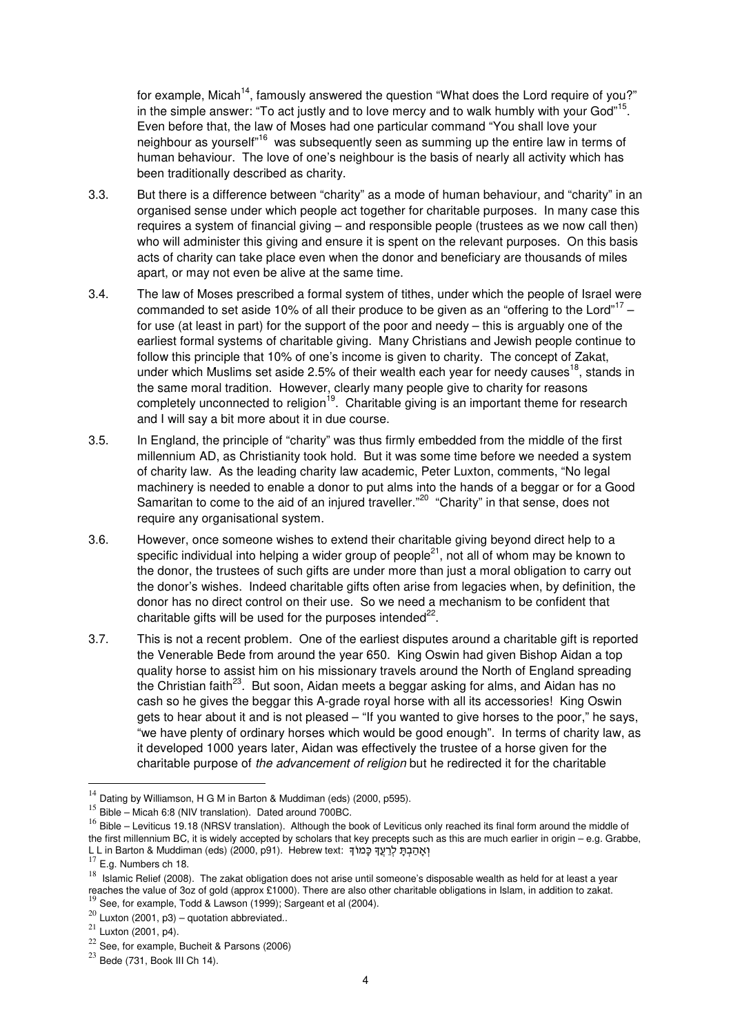for example, Micah[14], famously answered the question "What does the Lord require of you?" in the simple answer: "To act justly and to love mercy and to walk humbly with your God"[15]. Even before that, the law of Moses had one particular command "You shall love your neighbour as yourself"[16] was subsequently seen as summing up the entire law in terms of human behaviour. The love of one's neighbour is the basis of nearly all activity which has been traditionally described as charity.

3.3. But there is a difference between "charity" as a mode of human behaviour, and "charity" in an organised sense under which people act together for charitable purposes. In many case this requires a system of financial giving – and responsible people (trustees as we now call then) who will administer this giving and ensure it is spent on the relevant purposes. On this basis acts of charity can take place even when the donor and beneficiary are thousands of miles apart, or may not even be alive at the same time.

3.4. The law of Moses prescribed a formal system of tithes, under which the people of Israel were commanded to set aside 10% of all their produce to be given as an "offering to the Lord"[17] – for use (at least in part) for the support of the poor and needy – this is arguably one of the earliest formal systems of charitable giving. Many Christians and Jewish people continue to follow this principle that 10% of one's income is given to charity. The concept of Zakat, under which Muslims set aside 2.5% of their wealth each year for needy causes[18], stands in the same moral tradition. However, clearly many people give to charity for reasons completely unconnected to religion[19]. Charitable giving is an important theme for research and I will say a bit more about it in due course.

3.5. In England, the principle of "charity" was thus firmly embedded from the middle of the first millennium AD, as Christianity took hold. But it was some time before we needed a system of charity law. As the leading charity law academic, Peter Luxton, comments, "No legal machinery is needed to enable a donor to put alms into the hands of a beggar or for a Good Samaritan to come to the aid of an injured traveller."[20] "Charity" in that sense, does not require any organisational system.

3.6. However, once someone wishes to extend their charitable giving beyond direct help to a specific individual into helping a wider group of people[21], not all of whom may be known to the donor, the trustees of such gifts are under more than just a moral obligation to carry out the donor's wishes. Indeed charitable gifts often arise from legacies when, by definition, the donor has no direct control on their use. So we need a mechanism to be confident that charitable gifts will be used for the purposes intended[22].

3.7. This is not a recent problem. One of the earliest disputes around a charitable gift is reported the Venerable Bede from around the year 650. King Oswin had given Bishop Aidan a top quality horse to assist him on his missionary travels around the North of England spreading the Christian faith[23]. But soon, Aidan meets a beggar asking for alms, and Aidan has no cash so he gives the beggar this A-grade royal horse with all its accessories! King Oswin gets to hear about it and is not pleased – "If you wanted to give horses to the poor," he says, "we have plenty of ordinary horses which would be good enough". In terms of charity law, as it developed 1000 years later, Aidan was effectively the trustee of a horse given for the charitable purpose of *the advancement of religion* but he redirected it for the charitable

---

[14] Dating by Williamson, H G M in Barton & Muddiman (eds) (2000, p595).

[15] Bible – Micah 6:8 (NIV translation). Dated around 700BC.

[16] Bible – Leviticus 19.18 (NRSV translation). Although the book of Leviticus only reached its final form around the middle of the first millennium BC, it is widely accepted by scholars that key precepts such as this are much earlier in origin – e.g. Grabbe, L L in Barton & Muddiman (eds) (2000, p91). Hebrew text: וְאָהַבְתָּ לְרֵעֲךָ כָּמוֹךָ

[17] E.g. Numbers ch 18.

[18] Islamic Relief (2008). The zakat obligation does not arise until someone's disposable wealth as held for at least a year reaches the value of 3oz of gold (approx £1000). There are also other charitable obligations in Islam, in addition to zakat.

[19] See, for example, Todd & Lawson (1999); Sargeant et al (2004).

[20] Luxton (2001, p3) – quotation abbreviated..

[21] Luxton (2001, p4).

[22] See, for example, Bucheit & Parsons (2006)

[23] Bede (731, Book III Ch 14).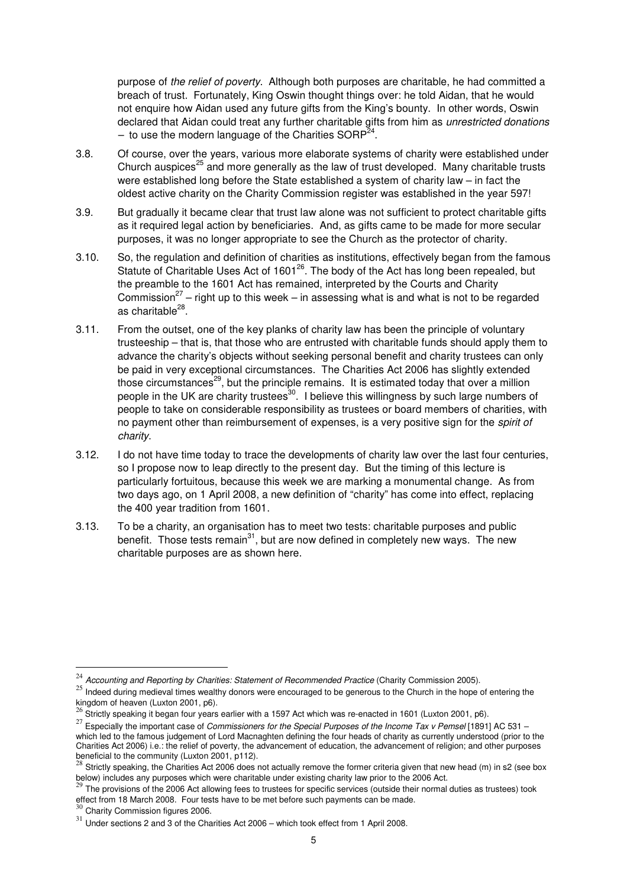purpose of *the relief of poverty*. Although both purposes are charitable, he had committed a breach of trust. Fortunately, King Oswin thought things over: he told Aidan, that he would not enquire how Aidan used any future gifts from the King's bounty. In other words, Oswin declared that Aidan could treat any further charitable gifts from him as *unrestricted donations* – to use the modern language of the Charities SORP[24].

3.8. Of course, over the years, various more elaborate systems of charity were established under Church auspices[25] and more generally as the law of trust developed. Many charitable trusts were established long before the State established a system of charity law – in fact the oldest active charity on the Charity Commission register was established in the year 597!

3.9. But gradually it became clear that trust law alone was not sufficient to protect charitable gifts as it required legal action by beneficiaries. And, as gifts came to be made for more secular purposes, it was no longer appropriate to see the Church as the protector of charity.

3.10. So, the regulation and definition of charities as institutions, effectively began from the famous Statute of Charitable Uses Act of 1601[26]. The body of the Act has long been repealed, but the preamble to the 1601 Act has remained, interpreted by the Courts and Charity Commission[27] – right up to this week – in assessing what is and what is not to be regarded as charitable[28].

3.11. From the outset, one of the key planks of charity law has been the principle of voluntary trusteeship – that is, that those who are entrusted with charitable funds should apply them to advance the charity's objects without seeking personal benefit and charity trustees can only be paid in very exceptional circumstances. The Charities Act 2006 has slightly extended those circumstances[29], but the principle remains. It is estimated today that over a million people in the UK are charity trustees[30]. I believe this willingness by such large numbers of people to take on considerable responsibility as trustees or board members of charities, with no payment other than reimbursement of expenses, is a very positive sign for the *spirit of charity.*

3.12. I do not have time today to trace the developments of charity law over the last four centuries, so I propose now to leap directly to the present day. But the timing of this lecture is particularly fortuitous, because this week we are marking a monumental change. As from two days ago, on 1 April 2008, a new definition of "charity" has come into effect, replacing the 400 year tradition from 1601.

3.13. To be a charity, an organisation has to meet two tests: charitable purposes and public benefit. Those tests remain[31], but are now defined in completely new ways. The new charitable purposes are as shown here.

---

[24] *Accounting and Reporting by Charities: Statement of Recommended Practice* (Charity Commission 2005).

[25] Indeed during medieval times wealthy donors were encouraged to be generous to the Church in the hope of entering the kingdom of heaven (Luxton 2001, p6).

[26] Strictly speaking it began four years earlier with a 1597 Act which was re-enacted in 1601 (Luxton 2001, p6).

[27] Especially the important case of *Commissioners for the Special Purposes of the Income Tax v Pemsel* [1891] AC 531 – which led to the famous judgement of Lord Macnaghten defining the four heads of charity as currently understood (prior to the Charities Act 2006) i.e.: the relief of poverty, the advancement of education, the advancement of religion; and other purposes beneficial to the community (Luxton 2001, p112).

[28] Strictly speaking, the Charities Act 2006 does not actually remove the former criteria given that new head (m) in s2 (see box below) includes any purposes which were charitable under existing charity law prior to the 2006 Act.

[29] The provisions of the 2006 Act allowing fees to trustees for specific services (outside their normal duties as trustees) took effect from 18 March 2008. Four tests have to be met before such payments can be made.

[30] Charity Commission figures 2006.

[31] Under sections 2 and 3 of the Charities Act 2006 – which took effect from 1 April 2008.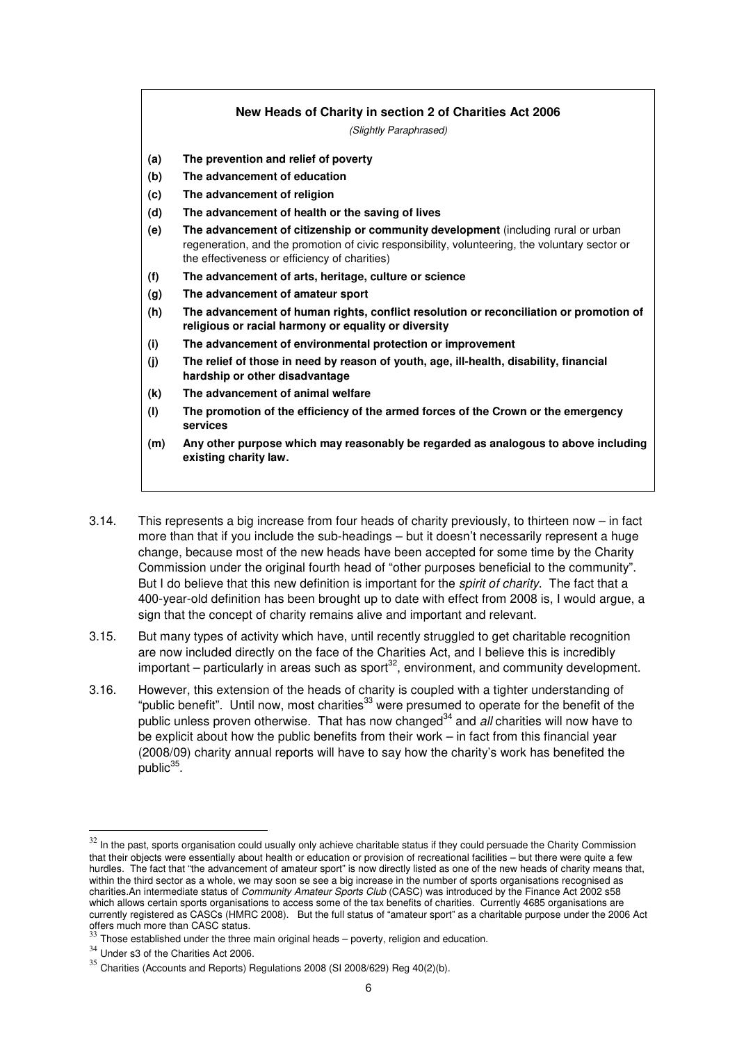**New Heads of Charity in section 2 of Charities Act 2006**

*(Slightly Paraphrased)*

- **(a) The prevention and relief of poverty**
- **(b) The advancement of education**
- **(c) The advancement of religion**
- **(d) The advancement of health or the saving of lives**
- **(e) The advancement of citizenship or community development** (including rural or urban regeneration, and the promotion of civic responsibility, volunteering, the voluntary sector or the effectiveness or efficiency of charities)
- **(f) The advancement of arts, heritage, culture or science**
- **(g) The advancement of amateur sport**
- **(h) The advancement of human rights, conflict resolution or reconciliation or promotion of religious or racial harmony or equality or diversity**
- **(i) The advancement of environmental protection or improvement**
- **(j) The relief of those in need by reason of youth, age, ill-health, disability, financial hardship or other disadvantage**
- **(k) The advancement of animal welfare**
- **(l) The promotion of the efficiency of the armed forces of the Crown or the emergency services**
- **(m) Any other purpose which may reasonably be regarded as analogous to above including existing charity law.**

3.14. This represents a big increase from four heads of charity previously, to thirteen now – in fact more than that if you include the sub-headings – but it doesn't necessarily represent a huge change, because most of the new heads have been accepted for some time by the Charity Commission under the original fourth head of "other purposes beneficial to the community". But I do believe that this new definition is important for the *spirit of charity*. The fact that a 400-year-old definition has been brought up to date with effect from 2008 is, I would argue, a sign that the concept of charity remains alive and important and relevant.

3.15. But many types of activity which have, until recently struggled to get charitable recognition are now included directly on the face of the Charities Act, and I believe this is incredibly important – particularly in areas such as sport[32], environment, and community development.

3.16. However, this extension of the heads of charity is coupled with a tighter understanding of "public benefit". Until now, most charities[33] were presumed to operate for the benefit of the public unless proven otherwise. That has now changed[34] and *all* charities will now have to be explicit about how the public benefits from their work – in fact from this financial year (2008/09) charity annual reports will have to say how the charity's work has benefited the public[35].

---

[32] In the past, sports organisation could usually only achieve charitable status if they could persuade the Charity Commission that their objects were essentially about health or education or provision of recreational facilities – but there were quite a few hurdles. The fact that "the advancement of amateur sport" is now directly listed as one of the new heads of charity means that, within the third sector as a whole, we may soon se see a big increase in the number of sports organisations recognised as charities.An intermediate status of *Community Amateur Sports Club* (CASC) was introduced by the Finance Act 2002 s58 which allows certain sports organisations to access some of the tax benefits of charities. Currently 4685 organisations are currently registered as CASCs (HMRC 2008). But the full status of "amateur sport" as a charitable purpose under the 2006 Act offers much more than CASC status.

[33] Those established under the three main original heads – poverty, religion and education.

[34] Under s3 of the Charities Act 2006.

[35] Charities (Accounts and Reports) Regulations 2008 (SI 2008/629) Reg 40(2)(b).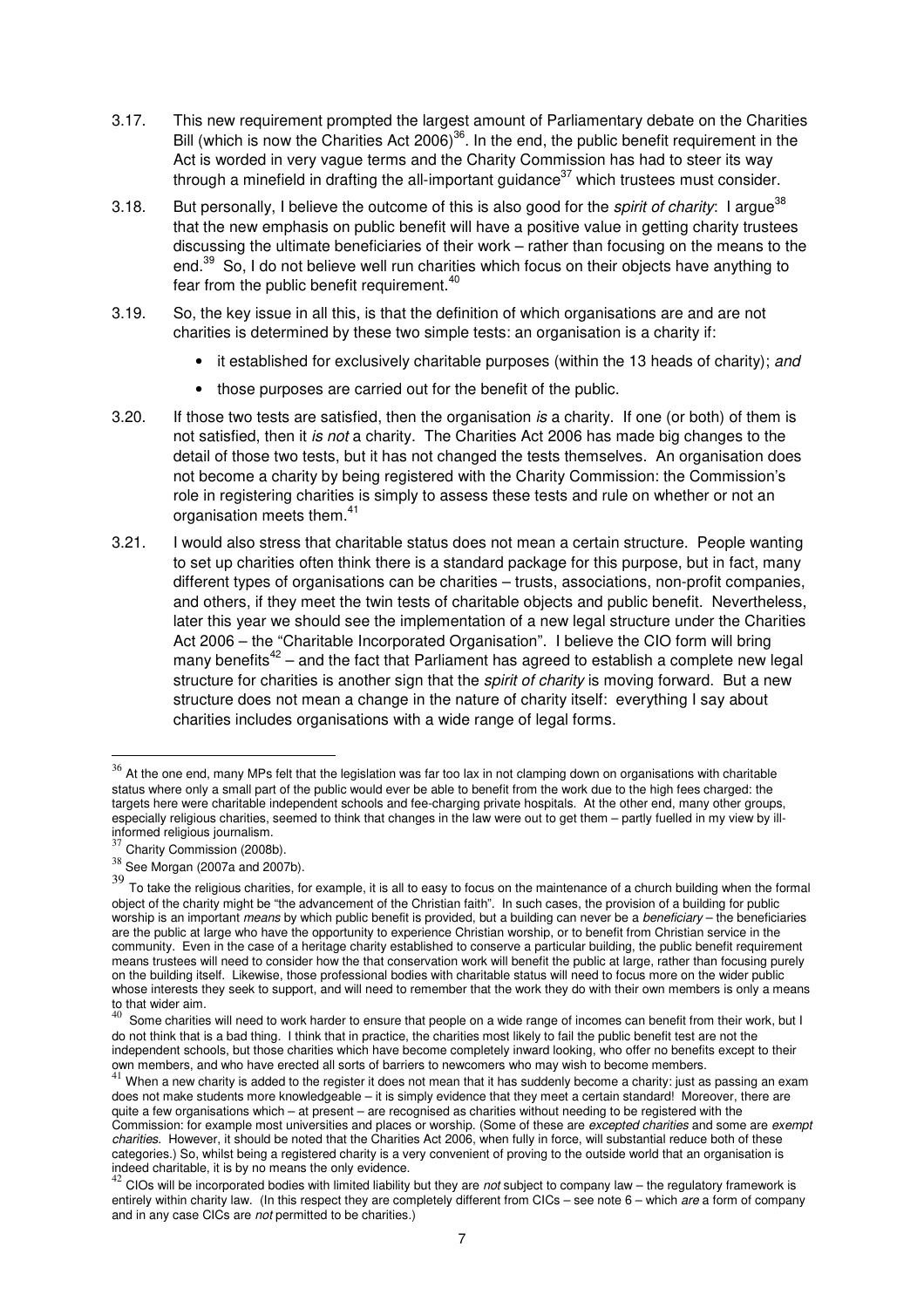3.17. This new requirement prompted the largest amount of Parliamentary debate on the Charities Bill (which is now the Charities Act 2006)[36]. In the end, the public benefit requirement in the Act is worded in very vague terms and the Charity Commission has had to steer its way through a minefield in drafting the all-important guidance[37] which trustees must consider.

3.18. But personally, I believe the outcome of this is also good for the *spirit of charity*: I argue[38] that the new emphasis on public benefit will have a positive value in getting charity trustees discussing the ultimate beneficiaries of their work – rather than focusing on the means to the end.[39] So, I do not believe well run charities which focus on their objects have anything to fear from the public benefit requirement.[40]

3.19. So, the key issue in all this, is that the definition of which organisations are and are not charities is determined by these two simple tests: an organisation is a charity if:

- it established for exclusively charitable purposes (within the 13 heads of charity); *and*
- those purposes are carried out for the benefit of the public.

3.20. If those two tests are satisfied, then the organisation *is* a charity. If one (or both) of them is not satisfied, then it *is not* a charity. The Charities Act 2006 has made big changes to the detail of those two tests, but it has not changed the tests themselves. An organisation does not become a charity by being registered with the Charity Commission: the Commission's role in registering charities is simply to assess these tests and rule on whether or not an organisation meets them.[41]

3.21. I would also stress that charitable status does not mean a certain structure. People wanting to set up charities often think there is a standard package for this purpose, but in fact, many different types of organisations can be charities – trusts, associations, non-profit companies, and others, if they meet the twin tests of charitable objects and public benefit. Nevertheless, later this year we should see the implementation of a new legal structure under the Charities Act 2006 – the "Charitable Incorporated Organisation". I believe the CIO form will bring many benefits[42] – and the fact that Parliament has agreed to establish a complete new legal structure for charities is another sign that the *spirit of charity* is moving forward. But a new structure does not mean a change in the nature of charity itself: everything I say about charities includes organisations with a wide range of legal forms.

---

[36] At the one end, many MPs felt that the legislation was far too lax in not clamping down on organisations with charitable status where only a small part of the public would ever be able to benefit from the work due to the high fees charged: the targets here were charitable independent schools and fee-charging private hospitals. At the other end, many other groups, especially religious charities, seemed to think that changes in the law were out to get them – partly fuelled in my view by ill-informed religious journalism.

[37] Charity Commission (2008b).

[38] See Morgan (2007a and 2007b).

[39] To take the religious charities, for example, it is all to easy to focus on the maintenance of a church building when the formal object of the charity might be "the advancement of the Christian faith". In such cases, the provision of a building for public worship is an important *means* by which public benefit is provided, but a building can never be a *beneficiary* – the beneficiaries are the public at large who have the opportunity to experience Christian worship, or to benefit from Christian service in the community. Even in the case of a heritage charity established to conserve a particular building, the public benefit requirement means trustees will need to consider how the that conservation work will benefit the public at large, rather than focusing purely on the building itself. Likewise, those professional bodies with charitable status will need to focus more on the wider public whose interests they seek to support, and will need to remember that the work they do with their own members is only a means to that wider aim.

[40] Some charities will need to work harder to ensure that people on a wide range of incomes can benefit from their work, but I do not think that is a bad thing. I think that in practice, the charities most likely to fail the public benefit test are not the independent schools, but those charities which have become completely inward looking, who offer no benefits except to their own members, and who have erected all sorts of barriers to newcomers who may wish to become members.

[41] When a new charity is added to the register it does not mean that it has suddenly become a charity: just as passing an exam does not make students more knowledgeable – it is simply evidence that they meet a certain standard! Moreover, there are quite a few organisations which – at present – are recognised as charities without needing to be registered with the Commission: for example most universities and places or worship. (Some of these are *excepted charities* and some are *exempt charities*. However, it should be noted that the Charities Act 2006, when fully in force, will substantial reduce both of these categories.) So, whilst being a registered charity is a very convenient of proving to the outside world that an organisation is indeed charitable, it is by no means the only evidence.

[42] CIOs will be incorporated bodies with limited liability but they are *not* subject to company law – the regulatory framework is entirely within charity law. (In this respect they are completely different from CICs – see note 6 – which *are* a form of company and in any case CICs are *not* permitted to be charities.)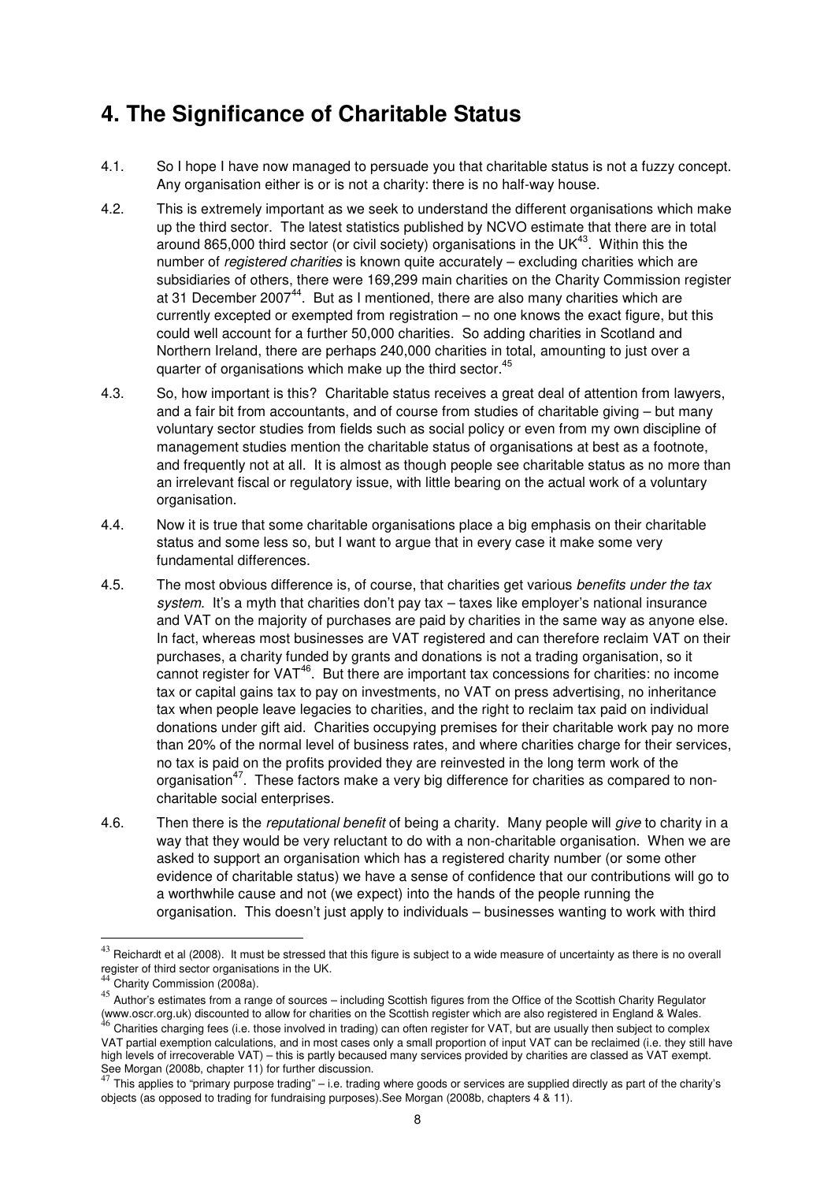## 4. The Significance of Charitable Status

4.1. So I hope I have now managed to persuade you that charitable status is not a fuzzy concept. Any organisation either is or is not a charity: there is no half-way house.

4.2. This is extremely important as we seek to understand the different organisations which make up the third sector. The latest statistics published by NCVO estimate that there are in total around 865,000 third sector (or civil society) organisations in the UK[43]. Within this the number of *registered charities* is known quite accurately – excluding charities which are subsidiaries of others, there were 169,299 main charities on the Charity Commission register at 31 December 2007[44]. But as I mentioned, there are also many charities which are currently excepted or exempted from registration – no one knows the exact figure, but this could well account for a further 50,000 charities. So adding charities in Scotland and Northern Ireland, there are perhaps 240,000 charities in total, amounting to just over a quarter of organisations which make up the third sector.[45]

4.3. So, how important is this? Charitable status receives a great deal of attention from lawyers, and a fair bit from accountants, and of course from studies of charitable giving – but many voluntary sector studies from fields such as social policy or even from my own discipline of management studies mention the charitable status of organisations at best as a footnote, and frequently not at all. It is almost as though people see charitable status as no more than an irrelevant fiscal or regulatory issue, with little bearing on the actual work of a voluntary organisation.

4.4. Now it is true that some charitable organisations place a big emphasis on their charitable status and some less so, but I want to argue that in every case it make some very fundamental differences.

4.5. The most obvious difference is, of course, that charities get various *benefits under the tax system*. It's a myth that charities don't pay tax – taxes like employer's national insurance and VAT on the majority of purchases are paid by charities in the same way as anyone else. In fact, whereas most businesses are VAT registered and can therefore reclaim VAT on their purchases, a charity funded by grants and donations is not a trading organisation, so it cannot register for VAT[46]. But there are important tax concessions for charities: no income tax or capital gains tax to pay on investments, no VAT on press advertising, no inheritance tax when people leave legacies to charities, and the right to reclaim tax paid on individual donations under gift aid. Charities occupying premises for their charitable work pay no more than 20% of the normal level of business rates, and where charities charge for their services, no tax is paid on the profits provided they are reinvested in the long term work of the organisation[47]. These factors make a very big difference for charities as compared to non-charitable social enterprises.

4.6. Then there is the *reputational benefit* of being a charity. Many people will *give* to charity in a way that they would be very reluctant to do with a non-charitable organisation. When we are asked to support an organisation which has a registered charity number (or some other evidence of charitable status) we have a sense of confidence that our contributions will go to a worthwhile cause and not (we expect) into the hands of the people running the organisation. This doesn't just apply to individuals – businesses wanting to work with third

---

[43] Reichardt et al (2008). It must be stressed that this figure is subject to a wide measure of uncertainty as there is no overall register of third sector organisations in the UK.

[44] Charity Commission (2008a).

[45] Author's estimates from a range of sources – including Scottish figures from the Office of the Scottish Charity Regulator (www.oscr.org.uk) discounted to allow for charities on the Scottish register which are also registered in England & Wales.

[46] Charities charging fees (i.e. those involved in trading) can often register for VAT, but are usually then subject to complex VAT partial exemption calculations, and in most cases only a small proportion of input VAT can be reclaimed (i.e. they still have high levels of irrecoverable VAT) – this is partly becaused many services provided by charities are classed as VAT exempt. See Morgan (2008b, chapter 11) for further discussion.

[47] This applies to "primary purpose trading" – i.e. trading where goods or services are supplied directly as part of the charity's objects (as opposed to trading for fundraising purposes).See Morgan (2008b, chapters 4 & 11).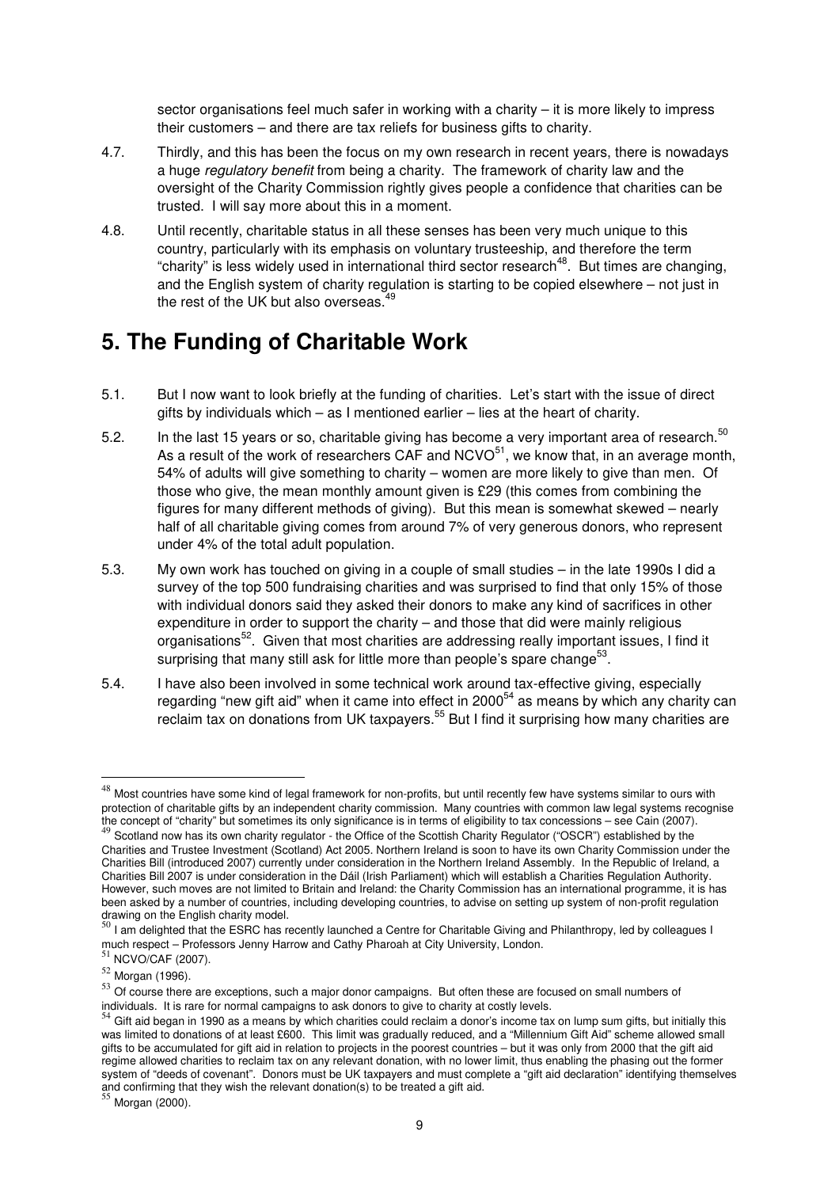sector organisations feel much safer in working with a charity – it is more likely to impress their customers – and there are tax reliefs for business gifts to charity.

4.7. Thirdly, and this has been the focus on my own research in recent years, there is nowadays a huge *regulatory benefit* from being a charity. The framework of charity law and the oversight of the Charity Commission rightly gives people a confidence that charities can be trusted. I will say more about this in a moment.

4.8. Until recently, charitable status in all these senses has been very much unique to this country, particularly with its emphasis on voluntary trusteeship, and therefore the term "charity" is less widely used in international third sector research[48]. But times are changing, and the English system of charity regulation is starting to be copied elsewhere – not just in the rest of the UK but also overseas.[49]

## 5. The Funding of Charitable Work

5.1. But I now want to look briefly at the funding of charities. Let's start with the issue of direct gifts by individuals which – as I mentioned earlier – lies at the heart of charity.

5.2. In the last 15 years or so, charitable giving has become a very important area of research.[50] As a result of the work of researchers CAF and NCVO[51], we know that, in an average month, 54% of adults will give something to charity – women are more likely to give than men. Of those who give, the mean monthly amount given is £29 (this comes from combining the figures for many different methods of giving). But this mean is somewhat skewed – nearly half of all charitable giving comes from around 7% of very generous donors, who represent under 4% of the total adult population.

5.3. My own work has touched on giving in a couple of small studies – in the late 1990s I did a survey of the top 500 fundraising charities and was surprised to find that only 15% of those with individual donors said they asked their donors to make any kind of sacrifices in other expenditure in order to support the charity – and those that did were mainly religious organisations[52]. Given that most charities are addressing really important issues, I find it surprising that many still ask for little more than people's spare change[53].

5.4. I have also been involved in some technical work around tax-effective giving, especially regarding "new gift aid" when it came into effect in 2000[54] as means by which any charity can reclaim tax on donations from UK taxpayers.[55] But I find it surprising how many charities are

---

[48] Most countries have some kind of legal framework for non-profits, but until recently few have systems similar to ours with protection of charitable gifts by an independent charity commission. Many countries with common law legal systems recognise the concept of "charity" but sometimes its only significance is in terms of eligibility to tax concessions – see Cain (2007).

[49] Scotland now has its own charity regulator - the Office of the Scottish Charity Regulator ("OSCR") established by the Charities and Trustee Investment (Scotland) Act 2005. Northern Ireland is soon to have its own Charity Commission under the Charities Bill (introduced 2007) currently under consideration in the Northern Ireland Assembly. In the Republic of Ireland, a Charities Bill 2007 is under consideration in the Dáil (Irish Parliament) which will establish a Charities Regulation Authority. However, such moves are not limited to Britain and Ireland: the Charity Commission has an international programme, it is has been asked by a number of countries, including developing countries, to advise on setting up system of non-profit regulation drawing on the English charity model.

[50] I am delighted that the ESRC has recently launched a Centre for Charitable Giving and Philanthropy, led by colleagues I much respect – Professors Jenny Harrow and Cathy Pharoah at City University, London.

[51] NCVO/CAF (2007).

[52] Morgan (1996).

[53] Of course there are exceptions, such a major donor campaigns. But often these are focused on small numbers of individuals. It is rare for normal campaigns to ask donors to give to charity at costly levels.

[54] Gift aid began in 1990 as a means by which charities could reclaim a donor's income tax on lump sum gifts, but initially this was limited to donations of at least £600. This limit was gradually reduced, and a "Millennium Gift Aid" scheme allowed small gifts to be accumulated for gift aid in relation to projects in the poorest countries – but it was only from 2000 that the gift aid regime allowed charities to reclaim tax on any relevant donation, with no lower limit, thus enabling the phasing out the former system of "deeds of covenant". Donors must be UK taxpayers and must complete a "gift aid declaration" identifying themselves and confirming that they wish the relevant donation(s) to be treated a gift aid.

[55] Morgan (2000).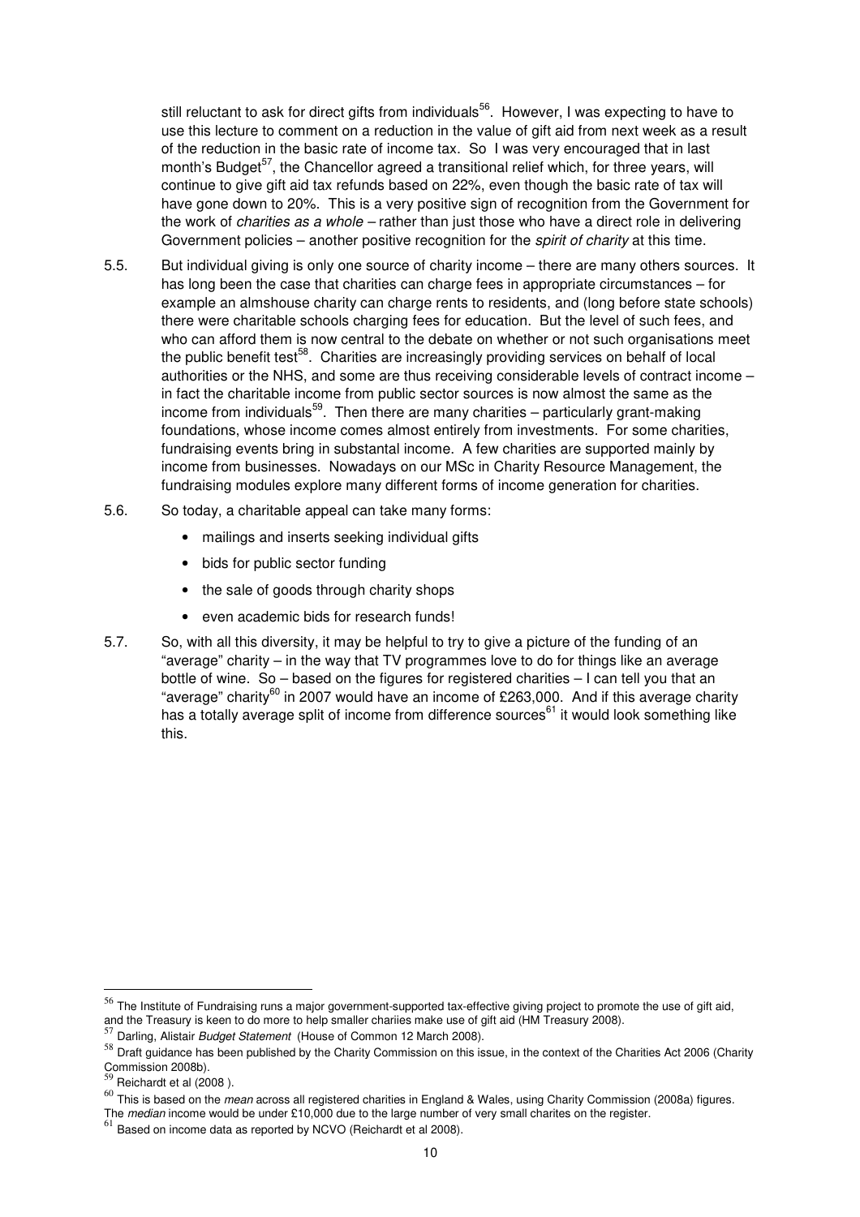still reluctant to ask for direct gifts from individuals[56]. However, I was expecting to have to use this lecture to comment on a reduction in the value of gift aid from next week as a result of the reduction in the basic rate of income tax. So I was very encouraged that in last month's Budget[57], the Chancellor agreed a transitional relief which, for three years, will continue to give gift aid tax refunds based on 22%, even though the basic rate of tax will have gone down to 20%. This is a very positive sign of recognition from the Government for the work of *charities as a whole* – rather than just those who have a direct role in delivering Government policies – another positive recognition for the *spirit of charity* at this time.

5.5. But individual giving is only one source of charity income – there are many others sources. It has long been the case that charities can charge fees in appropriate circumstances – for example an almshouse charity can charge rents to residents, and (long before state schools) there were charitable schools charging fees for education. But the level of such fees, and who can afford them is now central to the debate on whether or not such organisations meet the public benefit test[58]. Charities are increasingly providing services on behalf of local authorities or the NHS, and some are thus receiving considerable levels of contract income – in fact the charitable income from public sector sources is now almost the same as the income from individuals[59]. Then there are many charities – particularly grant-making foundations, whose income comes almost entirely from investments. For some charities, fundraising events bring in substantal income. A few charities are supported mainly by income from businesses. Nowadays on our MSc in Charity Resource Management, the fundraising modules explore many different forms of income generation for charities.

5.6. So today, a charitable appeal can take many forms:

- mailings and inserts seeking individual gifts
- bids for public sector funding
- the sale of goods through charity shops
- even academic bids for research funds!

5.7. So, with all this diversity, it may be helpful to try to give a picture of the funding of an "average" charity – in the way that TV programmes love to do for things like an average bottle of wine. So – based on the figures for registered charities – I can tell you that an "average" charity[60] in 2007 would have an income of £263,000. And if this average charity has a totally average split of income from difference sources[61] it would look something like this.

---

[56] The Institute of Fundraising runs a major government-supported tax-effective giving project to promote the use of gift aid, and the Treasury is keen to do more to help smaller chariies make use of gift aid (HM Treasury 2008).

[57] Darling, Alistair *Budget Statement* (House of Common 12 March 2008).

[58] Draft guidance has been published by the Charity Commission on this issue, in the context of the Charities Act 2006 (Charity Commission 2008b).

[59] Reichardt et al (2008 ).

[60] This is based on the *mean* across all registered charities in England & Wales, using Charity Commission (2008a) figures. The *median* income would be under £10,000 due to the large number of very small charites on the register.

[61] Based on income data as reported by NCVO (Reichardt et al 2008).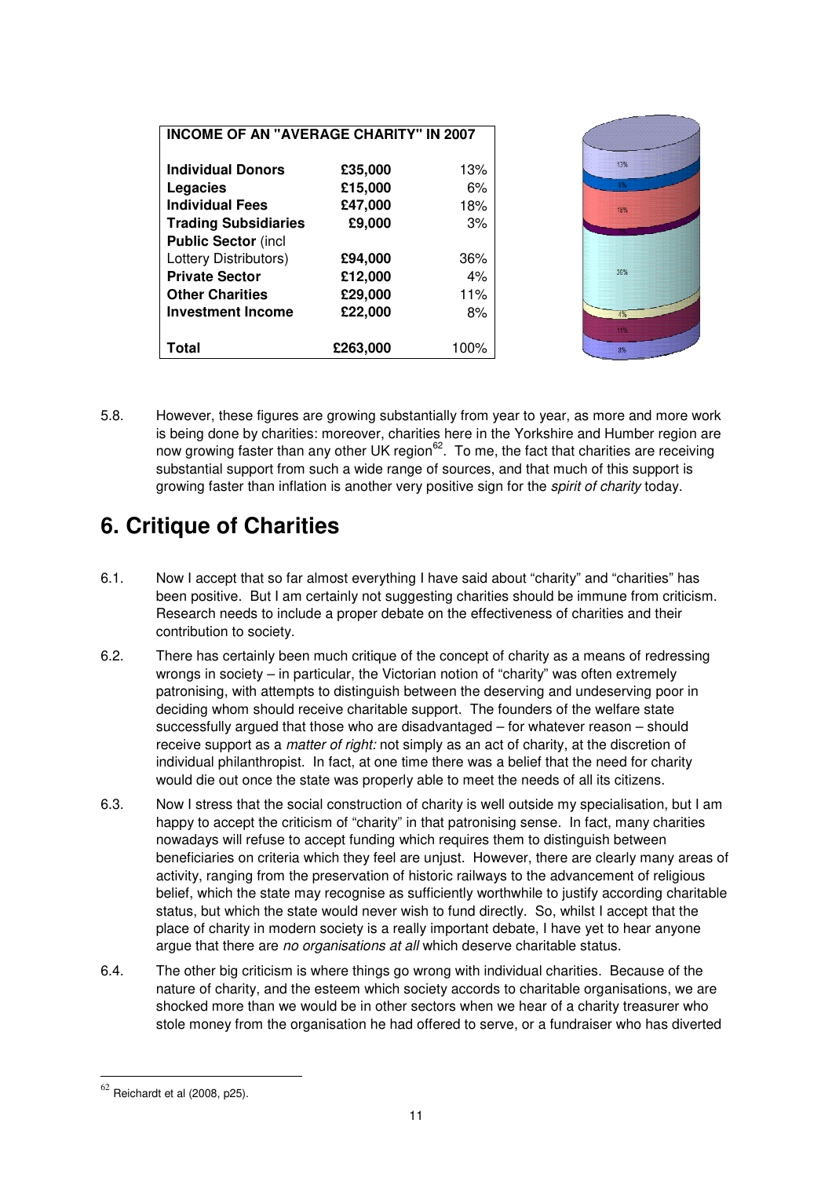| INCOME OF AN "AVERAGE CHARITY" IN 2007 | | |
|---|---|---|
| **Individual Donors** | **£35,000** | 13% |
| **Legacies** | **£15,000** | 6% |
| **Individual Fees** | **£47,000** | 18% |
| **Trading Subsidiaries** | **£9,000** | 3% |
| **Public Sector** (incl Lottery Distributors) | **£94,000** | 36% |
| **Private Sector** | **£12,000** | 4% |
| **Other Charities** | **£29,000** | 11% |
| **Investment Income** | **£22,000** | 8% |
| **Total** | **£263,000** | 100% |

5.8. However, these figures are growing substantially from year to year, as more and more work is being done by charities: moreover, charities here in the Yorkshire and Humber region are now growing faster than any other UK region[62]. To me, the fact that charities are receiving substantial support from such a wide range of sources, and that much of this support is growing faster than inflation is another very positive sign for the *spirit of charity* today.

# 6. Critique of Charities

6.1. Now I accept that so far almost everything I have said about "charity" and "charities" has been positive. But I am certainly not suggesting charities should be immune from criticism. Research needs to include a proper debate on the effectiveness of charities and their contribution to society.

6.2. There has certainly been much critique of the concept of charity as a means of redressing wrongs in society – in particular, the Victorian notion of "charity" was often extremely patronising, with attempts to distinguish between the deserving and undeserving poor in deciding whom should receive charitable support. The founders of the welfare state successfully argued that those who are disadvantaged – for whatever reason – should receive support as a *matter of right:* not simply as an act of charity, at the discretion of individual philanthropist. In fact, at one time there was a belief that the need for charity would die out once the state was properly able to meet the needs of all its citizens.

6.3. Now I stress that the social construction of charity is well outside my specialisation, but I am happy to accept the criticism of "charity" in that patronising sense. In fact, many charities nowadays will refuse to accept funding which requires them to distinguish between beneficiaries on criteria which they feel are unjust. However, there are clearly many areas of activity, ranging from the preservation of historic railways to the advancement of religious belief, which the state may recognise as sufficiently worthwhile to justify according charitable status, but which the state would never wish to fund directly. So, whilst I accept that the place of charity in modern society is a really important debate, I have yet to hear anyone argue that there are *no organisations at all* which deserve charitable status.

6.4. The other big criticism is where things go wrong with individual charities. Because of the nature of charity, and the esteem which society accords to charitable organisations, we are shocked more than we would be in other sectors when we hear of a charity treasurer who stole money from the organisation he had offered to serve, or a fundraiser who has diverted

[62] Reichardt et al (2008, p25).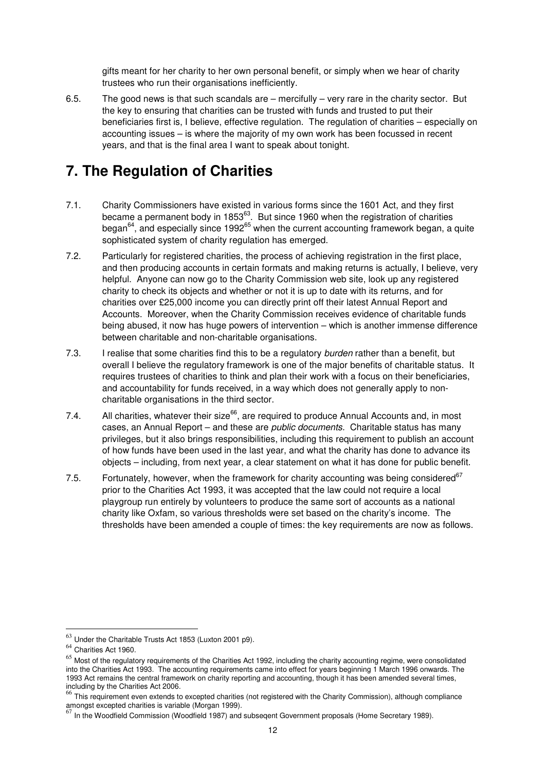gifts meant for her charity to her own personal benefit, or simply when we hear of charity trustees who run their organisations inefficiently.

6.5. The good news is that such scandals are – mercifully – very rare in the charity sector. But the key to ensuring that charities can be trusted with funds and trusted to put their beneficiaries first is, I believe, effective regulation. The regulation of charities – especially on accounting issues – is where the majority of my own work has been focussed in recent years, and that is the final area I want to speak about tonight.

# 7. The Regulation of Charities

7.1. Charity Commissioners have existed in various forms since the 1601 Act, and they first became a permanent body in 1853[63]. But since 1960 when the registration of charities began[64], and especially since 1992[65] when the current accounting framework began, a quite sophisticated system of charity regulation has emerged.

7.2. Particularly for registered charities, the process of achieving registration in the first place, and then producing accounts in certain formats and making returns is actually, I believe, very helpful. Anyone can now go to the Charity Commission web site, look up any registered charity to check its objects and whether or not it is up to date with its returns, and for charities over £25,000 income you can directly print off their latest Annual Report and Accounts. Moreover, when the Charity Commission receives evidence of charitable funds being abused, it now has huge powers of intervention – which is another immense difference between charitable and non-charitable organisations.

7.3. I realise that some charities find this to be a regulatory *burden* rather than a benefit, but overall I believe the regulatory framework is one of the major benefits of charitable status. It requires trustees of charities to think and plan their work with a focus on their beneficiaries, and accountability for funds received, in a way which does not generally apply to non-charitable organisations in the third sector.

7.4. All charities, whatever their size[66], are required to produce Annual Accounts and, in most cases, an Annual Report – and these are *public documents.* Charitable status has many privileges, but it also brings responsibilities, including this requirement to publish an account of how funds have been used in the last year, and what the charity has done to advance its objects – including, from next year, a clear statement on what it has done for public benefit.

7.5. Fortunately, however, when the framework for charity accounting was being considered[67] prior to the Charities Act 1993, it was accepted that the law could not require a local playgroup run entirely by volunteers to produce the same sort of accounts as a national charity like Oxfam, so various thresholds were set based on the charity's income. The thresholds have been amended a couple of times: the key requirements are now as follows.

---

[63] Under the Charitable Trusts Act 1853 (Luxton 2001 p9).

[64] Charities Act 1960.

[65] Most of the regulatory requirements of the Charities Act 1992, including the charity accounting regime, were consolidated into the Charities Act 1993. The accounting requirements came into effect for years beginning 1 March 1996 onwards. The 1993 Act remains the central framework on charity reporting and accounting, though it has been amended several times, including by the Charities Act 2006.

[66] This requirement even extends to excepted charities (not registered with the Charity Commission), although compliance amongst excepted charities is variable (Morgan 1999).

[67] In the Woodfield Commission (Woodfield 1987) and subseqent Government proposals (Home Secretary 1989).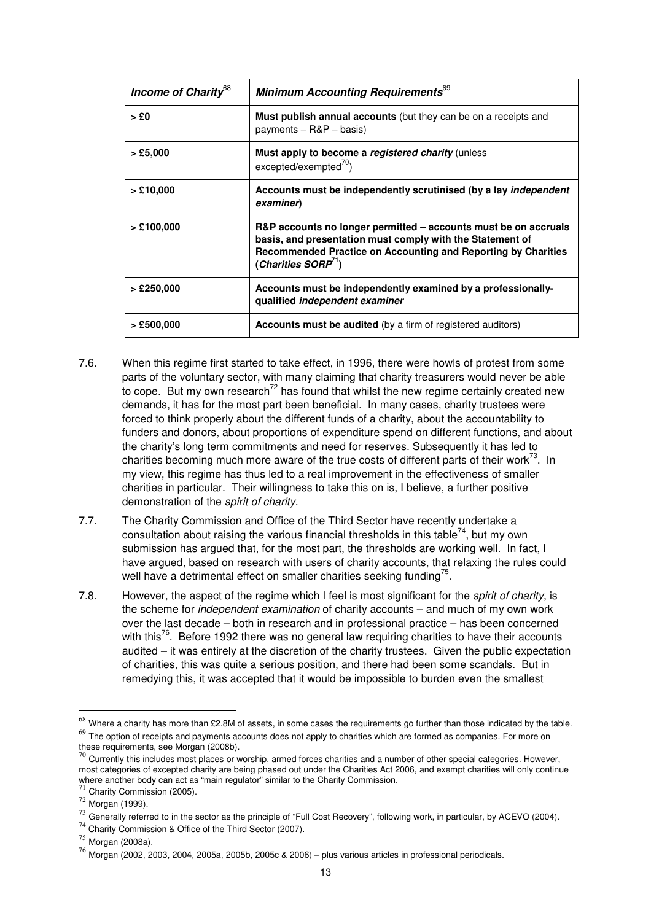| *Income of Charity*[68] | *Minimum Accounting Requirements*[69] |
|---|---|
| **> £0** | **Must publish annual accounts** (but they can be on a receipts and payments – R&P – basis) |
| **> £5,000** | **Must apply to become a *registered charity*** (unless excepted/exempted[70]) |
| **> £10,000** | **Accounts must be independently scrutinised (by a lay *independent examiner*)** |
| **> £100,000** | **R&P accounts no longer permitted – accounts must be on accruals basis, and presentation must comply with the Statement of Recommended Practice on Accounting and Reporting by Charities (*Charities SORP*[71])** |
| **> £250,000** | **Accounts must be independently examined by a professionally-qualified *independent examiner*** |
| **> £500,000** | **Accounts must be audited** (by a firm of registered auditors) |

7.6. When this regime first started to take effect, in 1996, there were howls of protest from some parts of the voluntary sector, with many claiming that charity treasurers would never be able to cope. But my own research[72] has found that whilst the new regime certainly created new demands, it has for the most part been beneficial. In many cases, charity trustees were forced to think properly about the different funds of a charity, about the accountability to funders and donors, about proportions of expenditure spend on different functions, and about the charity's long term commitments and need for reserves. Subsequently it has led to charities becoming much more aware of the true costs of different parts of their work[73]. In my view, this regime has thus led to a real improvement in the effectiveness of smaller charities in particular. Their willingness to take this on is, I believe, a further positive demonstration of the *spirit of charity*.

7.7. The Charity Commission and Office of the Third Sector have recently undertake a consultation about raising the various financial thresholds in this table[74], but my own submission has argued that, for the most part, the thresholds are working well. In fact, I have argued, based on research with users of charity accounts, that relaxing the rules could well have a detrimental effect on smaller charities seeking funding[75].

7.8. However, the aspect of the regime which I feel is most significant for the *spirit of charity*, is the scheme for *independent examination* of charity accounts – and much of my own work over the last decade – both in research and in professional practice – has been concerned with this[76]. Before 1992 there was no general law requiring charities to have their accounts audited – it was entirely at the discretion of the charity trustees. Given the public expectation of charities, this was quite a serious position, and there had been some scandals. But in remedying this, it was accepted that it would be impossible to burden even the smallest

---

[68] Where a charity has more than £2.8M of assets, in some cases the requirements go further than those indicated by the table.

[69] The option of receipts and payments accounts does not apply to charities which are formed as companies. For more on these requirements, see Morgan (2008b).

[70] Currently this includes most places or worship, armed forces charities and a number of other special categories. However, most categories of excepted charity are being phased out under the Charities Act 2006, and exempt charities will only continue where another body can act as "main regulator" similar to the Charity Commission.

[71] Charity Commission (2005).

[72] Morgan (1999).

[73] Generally referred to in the sector as the principle of "Full Cost Recovery", following work, in particular, by ACEVO (2004).

[74] Charity Commission & Office of the Third Sector (2007).

[75] Morgan (2008a).

[76] Morgan (2002, 2003, 2004, 2005a, 2005b, 2005c & 2006) – plus various articles in professional periodicals.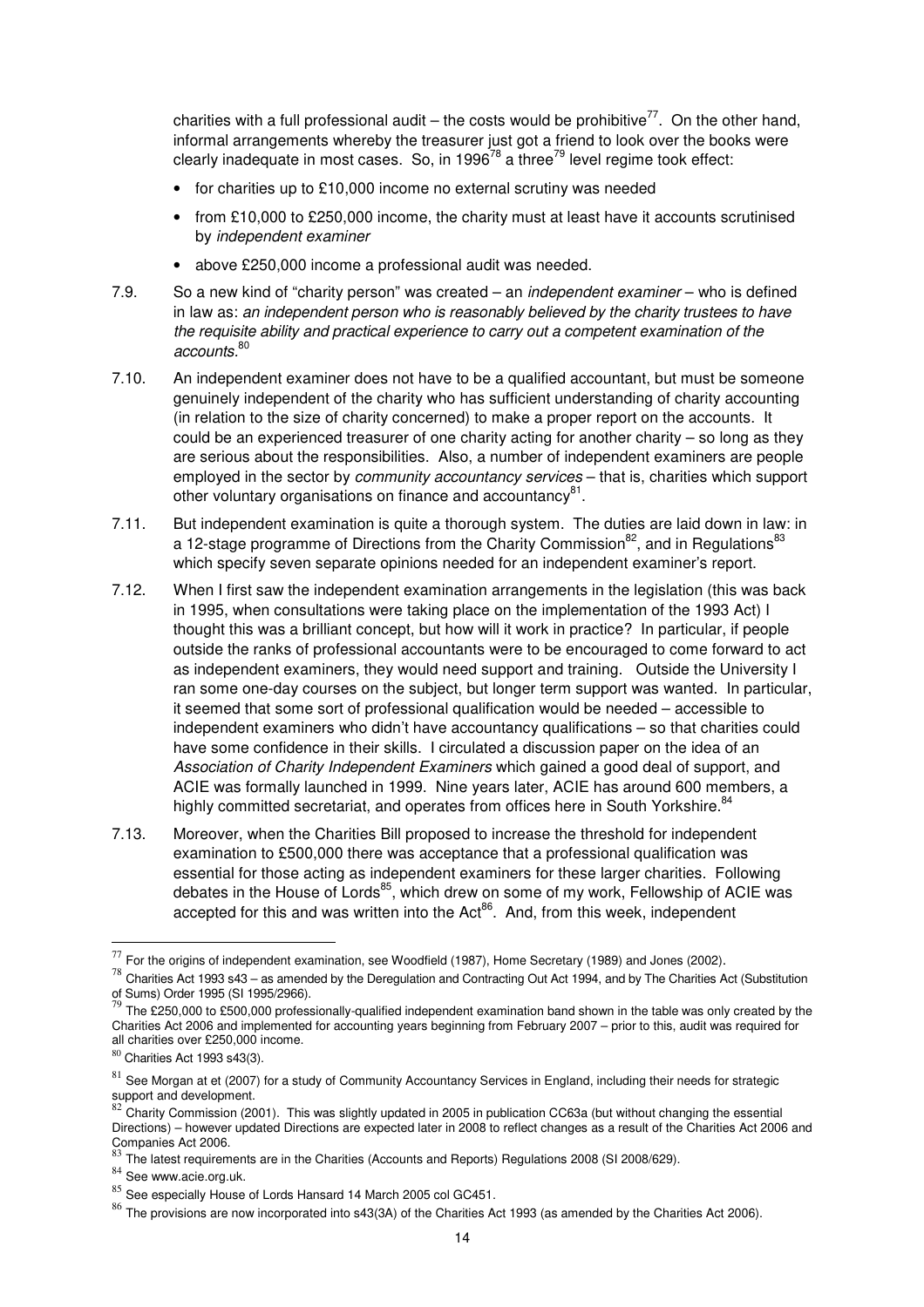charities with a full professional audit – the costs would be prohibitive[77]. On the other hand, informal arrangements whereby the treasurer just got a friend to look over the books were clearly inadequate in most cases. So, in 1996[78] a three[79] level regime took effect:

- for charities up to £10,000 income no external scrutiny was needed
- from £10,000 to £250,000 income, the charity must at least have it accounts scrutinised by *independent examiner*
- above £250,000 income a professional audit was needed.

7.9. So a new kind of "charity person" was created – an *independent examiner* – who is defined in law as: *an independent person who is reasonably believed by the charity trustees to have the requisite ability and practical experience to carry out a competent examination of the accounts.*[80]

7.10. An independent examiner does not have to be a qualified accountant, but must be someone genuinely independent of the charity who has sufficient understanding of charity accounting (in relation to the size of charity concerned) to make a proper report on the accounts. It could be an experienced treasurer of one charity acting for another charity – so long as they are serious about the responsibilities. Also, a number of independent examiners are people employed in the sector by *community accountancy services* – that is, charities which support other voluntary organisations on finance and accountancy[81].

7.11. But independent examination is quite a thorough system. The duties are laid down in law: in a 12-stage programme of Directions from the Charity Commission[82], and in Regulations[83] which specify seven separate opinions needed for an independent examiner's report.

7.12. When I first saw the independent examination arrangements in the legislation (this was back in 1995, when consultations were taking place on the implementation of the 1993 Act) I thought this was a brilliant concept, but how will it work in practice? In particular, if people outside the ranks of professional accountants were to be encouraged to come forward to act as independent examiners, they would need support and training. Outside the University I ran some one-day courses on the subject, but longer term support was wanted. In particular, it seemed that some sort of professional qualification would be needed – accessible to independent examiners who didn't have accountancy qualifications – so that charities could have some confidence in their skills. I circulated a discussion paper on the idea of an *Association of Charity Independent Examiners* which gained a good deal of support, and ACIE was formally launched in 1999. Nine years later, ACIE has around 600 members, a highly committed secretariat, and operates from offices here in South Yorkshire.[84]

7.13. Moreover, when the Charities Bill proposed to increase the threshold for independent examination to £500,000 there was acceptance that a professional qualification was essential for those acting as independent examiners for these larger charities. Following debates in the House of Lords[85], which drew on some of my work, Fellowship of ACIE was accepted for this and was written into the Act[86]. And, from this week, independent

---

[77] For the origins of independent examination, see Woodfield (1987), Home Secretary (1989) and Jones (2002).

[78] Charities Act 1993 s43 – as amended by the Deregulation and Contracting Out Act 1994, and by The Charities Act (Substitution of Sums) Order 1995 (SI 1995/2966).

[79] The £250,000 to £500,000 professionally-qualified independent examination band shown in the table was only created by the Charities Act 2006 and implemented for accounting years beginning from February 2007 – prior to this, audit was required for all charities over £250,000 income.

[80] Charities Act 1993 s43(3).

[81] See Morgan at et (2007) for a study of Community Accountancy Services in England, including their needs for strategic support and development.

[82] Charity Commission (2001). This was slightly updated in 2005 in publication CC63a (but without changing the essential Directions) – however updated Directions are expected later in 2008 to reflect changes as a result of the Charities Act 2006 and Companies Act 2006.

[83] The latest requirements are in the Charities (Accounts and Reports) Regulations 2008 (SI 2008/629).

[84] See www.acie.org.uk.

[85] See especially House of Lords Hansard 14 March 2005 col GC451.

[86] The provisions are now incorporated into s43(3A) of the Charities Act 1993 (as amended by the Charities Act 2006).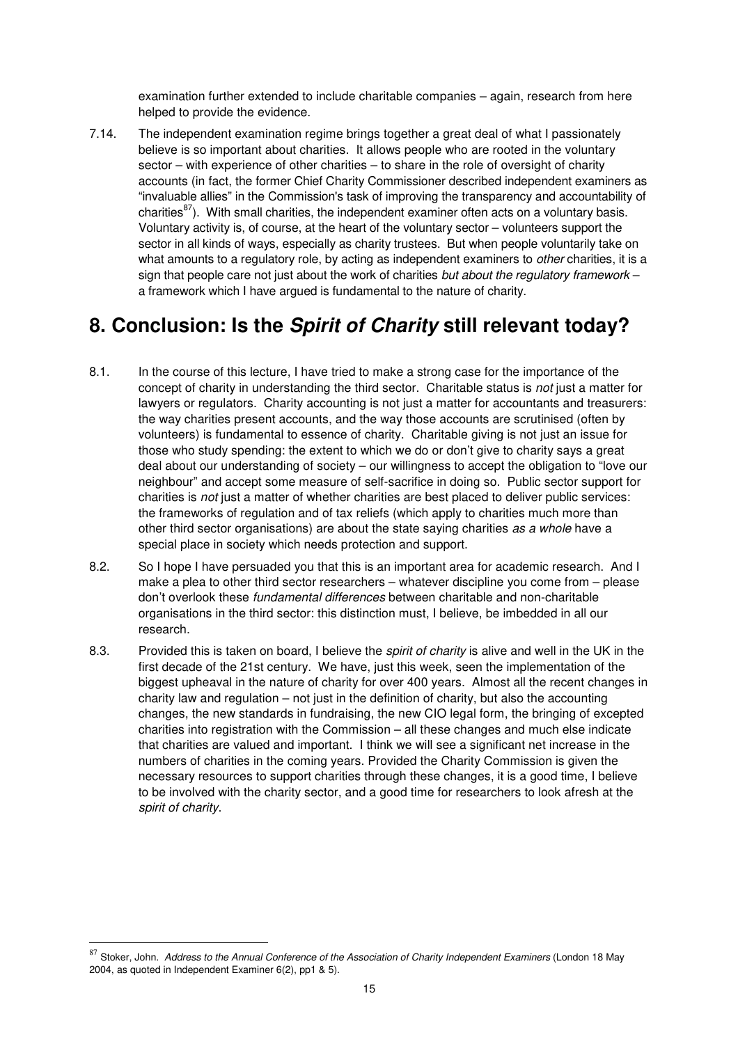examination further extended to include charitable companies – again, research from here helped to provide the evidence.

7.14. The independent examination regime brings together a great deal of what I passionately believe is so important about charities. It allows people who are rooted in the voluntary sector – with experience of other charities – to share in the role of oversight of charity accounts (in fact, the former Chief Charity Commissioner described independent examiners as "invaluable allies" in the Commission's task of improving the transparency and accountability of charities[87]). With small charities, the independent examiner often acts on a voluntary basis. Voluntary activity is, of course, at the heart of the voluntary sector – volunteers support the sector in all kinds of ways, especially as charity trustees. But when people voluntarily take on what amounts to a regulatory role, by acting as independent examiners to *other* charities, it is a sign that people care not just about the work of charities *but about the regulatory framework* – a framework which I have argued is fundamental to the nature of charity.

## 8. Conclusion: Is the *Spirit of Charity* still relevant today?

8.1. In the course of this lecture, I have tried to make a strong case for the importance of the concept of charity in understanding the third sector. Charitable status is *not* just a matter for lawyers or regulators. Charity accounting is not just a matter for accountants and treasurers: the way charities present accounts, and the way those accounts are scrutinised (often by volunteers) is fundamental to essence of charity. Charitable giving is not just an issue for those who study spending: the extent to which we do or don't give to charity says a great deal about our understanding of society – our willingness to accept the obligation to "love our neighbour" and accept some measure of self-sacrifice in doing so. Public sector support for charities is *not* just a matter of whether charities are best placed to deliver public services: the frameworks of regulation and of tax reliefs (which apply to charities much more than other third sector organisations) are about the state saying charities *as a whole* have a special place in society which needs protection and support.

8.2. So I hope I have persuaded you that this is an important area for academic research. And I make a plea to other third sector researchers – whatever discipline you come from – please don't overlook these *fundamental differences* between charitable and non-charitable organisations in the third sector: this distinction must, I believe, be imbedded in all our research.

8.3. Provided this is taken on board, I believe the *spirit of charity* is alive and well in the UK in the first decade of the 21st century. We have, just this week, seen the implementation of the biggest upheaval in the nature of charity for over 400 years. Almost all the recent changes in charity law and regulation – not just in the definition of charity, but also the accounting changes, the new standards in fundraising, the new CIO legal form, the bringing of excepted charities into registration with the Commission – all these changes and much else indicate that charities are valued and important. I think we will see a significant net increase in the numbers of charities in the coming years. Provided the Charity Commission is given the necessary resources to support charities through these changes, it is a good time, I believe to be involved with the charity sector, and a good time for researchers to look afresh at the *spirit of charity*.

[87] Stoker, John. *Address to the Annual Conference of the Association of Charity Independent Examiners* (London 18 May 2004, as quoted in Independent Examiner 6(2), pp1 & 5).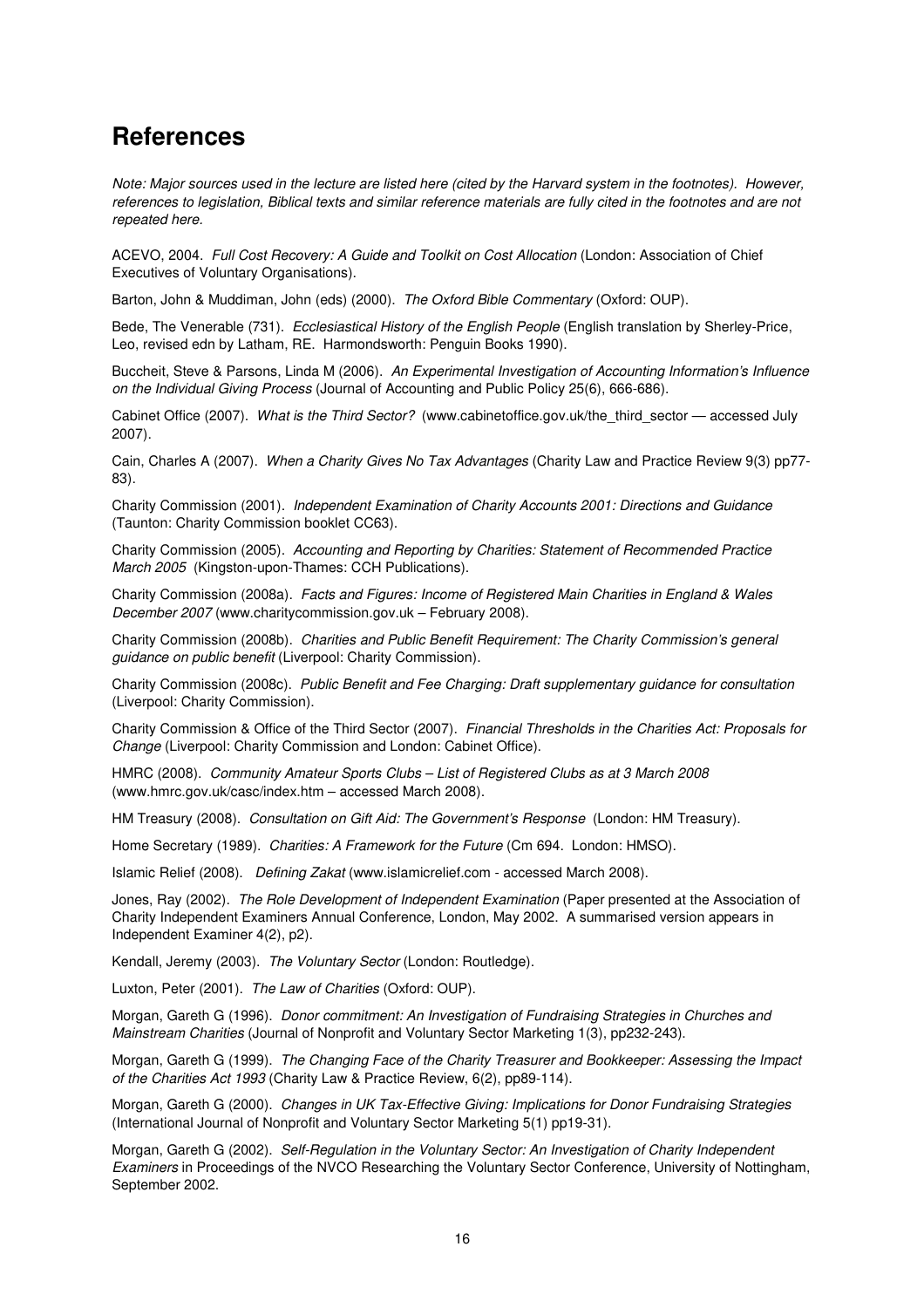# References

*Note: Major sources used in the lecture are listed here (cited by the Harvard system in the footnotes). However, references to legislation, Biblical texts and similar reference materials are fully cited in the footnotes and are not repeated here.*

ACEVO, 2004. *Full Cost Recovery: A Guide and Toolkit on Cost Allocation* (London: Association of Chief Executives of Voluntary Organisations).

Barton, John & Muddiman, John (eds) (2000). *The Oxford Bible Commentary* (Oxford: OUP).

Bede, The Venerable (731). *Ecclesiastical History of the English People* (English translation by Sherley-Price, Leo, revised edn by Latham, RE. Harmondsworth: Penguin Books 1990).

Buccheit, Steve & Parsons, Linda M (2006). *An Experimental Investigation of Accounting Information's Influence on the Individual Giving Process* (Journal of Accounting and Public Policy 25(6), 666-686).

Cabinet Office (2007). *What is the Third Sector?* (www.cabinetoffice.gov.uk/the_third_sector — accessed July 2007).

Cain, Charles A (2007). *When a Charity Gives No Tax Advantages* (Charity Law and Practice Review 9(3) pp77-83).

Charity Commission (2001). *Independent Examination of Charity Accounts 2001: Directions and Guidance* (Taunton: Charity Commission booklet CC63).

Charity Commission (2005). *Accounting and Reporting by Charities: Statement of Recommended Practice March 2005* (Kingston-upon-Thames: CCH Publications).

Charity Commission (2008a). *Facts and Figures: Income of Registered Main Charities in England & Wales December 2007* (www.charitycommission.gov.uk – February 2008).

Charity Commission (2008b). *Charities and Public Benefit Requirement: The Charity Commission's general guidance on public benefit* (Liverpool: Charity Commission).

Charity Commission (2008c). *Public Benefit and Fee Charging: Draft supplementary guidance for consultation* (Liverpool: Charity Commission).

Charity Commission & Office of the Third Sector (2007). *Financial Thresholds in the Charities Act: Proposals for Change* (Liverpool: Charity Commission and London: Cabinet Office).

HMRC (2008). *Community Amateur Sports Clubs – List of Registered Clubs as at 3 March 2008* (www.hmrc.gov.uk/casc/index.htm – accessed March 2008).

HM Treasury (2008). *Consultation on Gift Aid: The Government's Response* (London: HM Treasury).

Home Secretary (1989). *Charities: A Framework for the Future* (Cm 694. London: HMSO).

Islamic Relief (2008). *Defining Zakat* (www.islamicrelief.com - accessed March 2008).

Jones, Ray (2002). *The Role Development of Independent Examination* (Paper presented at the Association of Charity Independent Examiners Annual Conference, London, May 2002. A summarised version appears in Independent Examiner 4(2), p2).

Kendall, Jeremy (2003). *The Voluntary Sector* (London: Routledge).

Luxton, Peter (2001). *The Law of Charities* (Oxford: OUP).

Morgan, Gareth G (1996). *Donor commitment: An Investigation of Fundraising Strategies in Churches and Mainstream Charities* (Journal of Nonprofit and Voluntary Sector Marketing 1(3), pp232-243).

Morgan, Gareth G (1999). *The Changing Face of the Charity Treasurer and Bookkeeper: Assessing the Impact of the Charities Act 1993* (Charity Law & Practice Review, 6(2), pp89-114).

Morgan, Gareth G (2000). *Changes in UK Tax-Effective Giving: Implications for Donor Fundraising Strategies* (International Journal of Nonprofit and Voluntary Sector Marketing 5(1) pp19-31).

Morgan, Gareth G (2002). *Self-Regulation in the Voluntary Sector: An Investigation of Charity Independent Examiners* in Proceedings of the NVCO Researching the Voluntary Sector Conference, University of Nottingham, September 2002.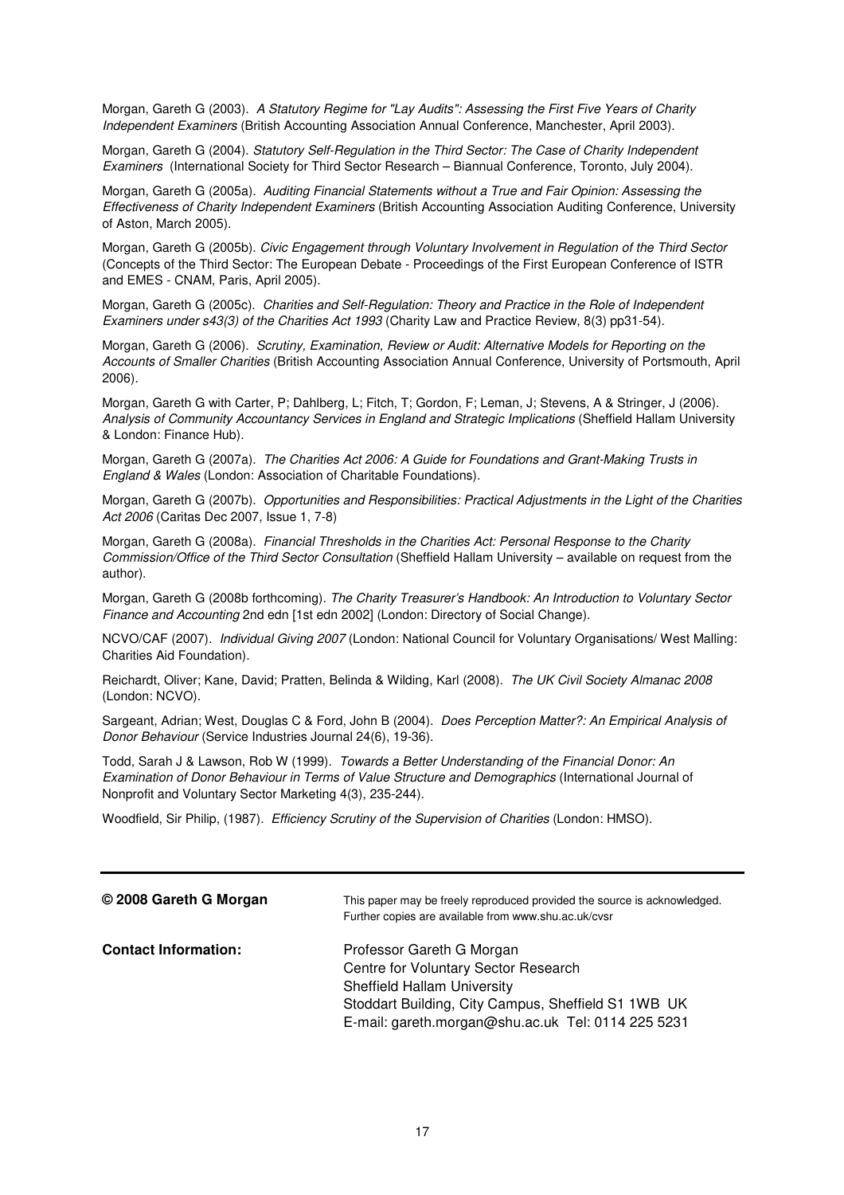Morgan, Gareth G (2003). *A Statutory Regime for "Lay Audits": Assessing the First Five Years of Charity Independent Examiners* (British Accounting Association Annual Conference, Manchester, April 2003).

Morgan, Gareth G (2004). *Statutory Self-Regulation in the Third Sector: The Case of Charity Independent Examiners* (International Society for Third Sector Research – Biannual Conference, Toronto, July 2004).

Morgan, Gareth G (2005a). *Auditing Financial Statements without a True and Fair Opinion: Assessing the Effectiveness of Charity Independent Examiners* (British Accounting Association Auditing Conference, University of Aston, March 2005).

Morgan, Gareth G (2005b). *Civic Engagement through Voluntary Involvement in Regulation of the Third Sector* (Concepts of the Third Sector: The European Debate - Proceedings of the First European Conference of ISTR and EMES - CNAM, Paris, April 2005).

Morgan, Gareth G (2005c). *Charities and Self-Regulation: Theory and Practice in the Role of Independent Examiners under s43(3) of the Charities Act 1993* (Charity Law and Practice Review, 8(3) pp31-54).

Morgan, Gareth G (2006). *Scrutiny, Examination, Review or Audit: Alternative Models for Reporting on the Accounts of Smaller Charities* (British Accounting Association Annual Conference, University of Portsmouth, April 2006).

Morgan, Gareth G with Carter, P; Dahlberg, L; Fitch, T; Gordon, F; Leman, J; Stevens, A & Stringer, J (2006). *Analysis of Community Accountancy Services in England and Strategic Implications* (Sheffield Hallam University & London: Finance Hub).

Morgan, Gareth G (2007a). *The Charities Act 2006: A Guide for Foundations and Grant-Making Trusts in England & Wales* (London: Association of Charitable Foundations).

Morgan, Gareth G (2007b). *Opportunities and Responsibilities: Practical Adjustments in the Light of the Charities Act 2006* (Caritas Dec 2007, Issue 1, 7-8)

Morgan, Gareth G (2008a). *Financial Thresholds in the Charities Act: Personal Response to the Charity Commission/Office of the Third Sector Consultation* (Sheffield Hallam University – available on request from the author).

Morgan, Gareth G (2008b forthcoming). *The Charity Treasurer's Handbook: An Introduction to Voluntary Sector Finance and Accounting* 2nd edn [1st edn 2002] (London: Directory of Social Change).

NCVO/CAF (2007). *Individual Giving 2007* (London: National Council for Voluntary Organisations/ West Malling: Charities Aid Foundation).

Reichardt, Oliver; Kane, David; Pratten, Belinda & Wilding, Karl (2008). *The UK Civil Society Almanac 2008* (London: NCVO).

Sargeant, Adrian; West, Douglas C & Ford, John B (2004). *Does Perception Matter?: An Empirical Analysis of Donor Behaviour* (Service Industries Journal 24(6), 19-36).

Todd, Sarah J & Lawson, Rob W (1999). *Towards a Better Understanding of the Financial Donor: An Examination of Donor Behaviour in Terms of Value Structure and Demographics* (International Journal of Nonprofit and Voluntary Sector Marketing 4(3), 235-244).

Woodfield, Sir Philip, (1987). *Efficiency Scrutiny of the Supervision of Charities* (London: HMSO).

---

**© 2008 Gareth G Morgan**

This paper may be freely reproduced provided the source is acknowledged. Further copies are available from www.shu.ac.uk/cvsr

**Contact Information:**

Professor Gareth G Morgan
Centre for Voluntary Sector Research
Sheffield Hallam University
Stoddart Building, City Campus, Sheffield S1 1WB UK
E-mail: gareth.morgan@shu.ac.uk Tel: 0114 225 5231